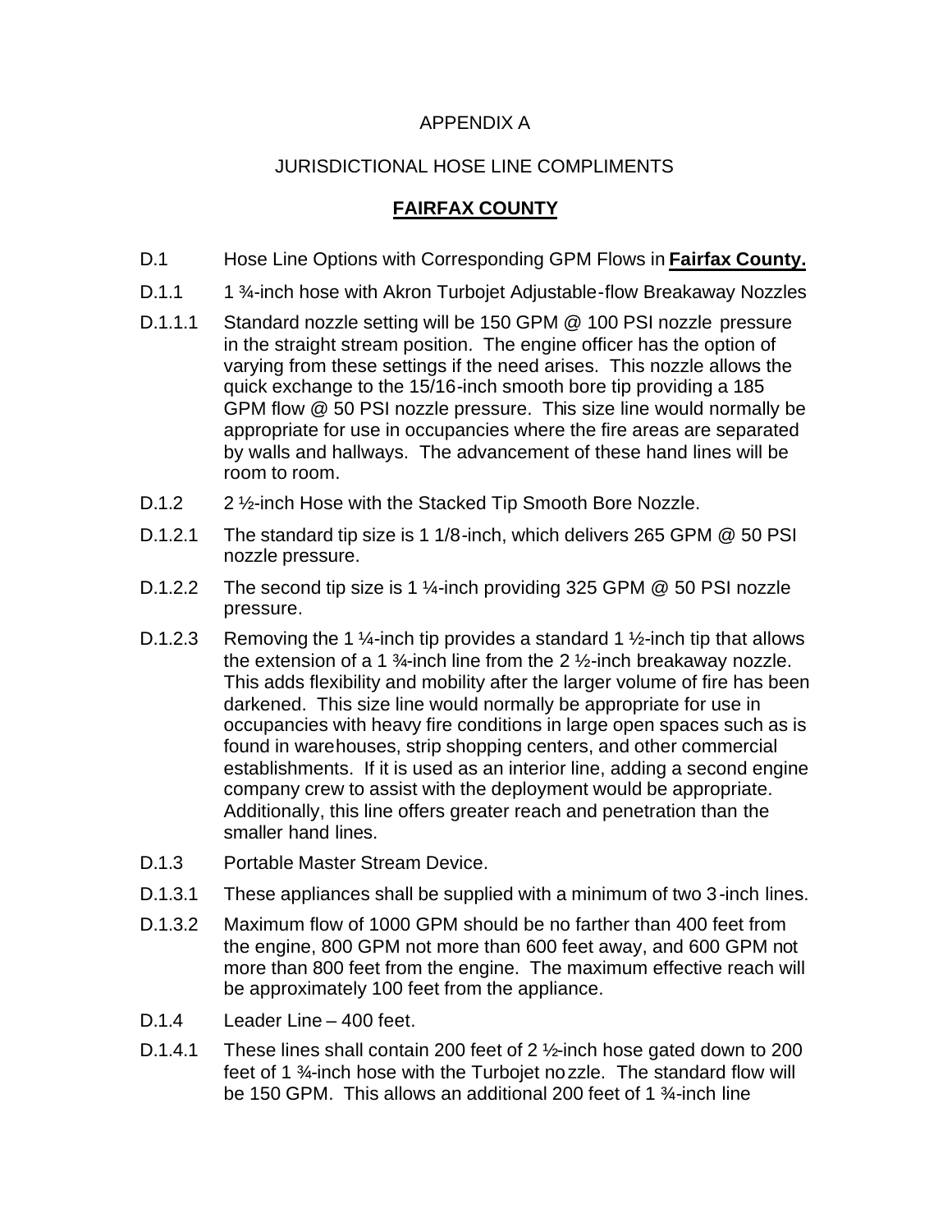APPENDIX A

JURISDICTIONAL HOSE LINE COMPLIMENTS

**FAIRFAX COUNTY**

D.1 Hose Line Options with Corresponding GPM Flows in **Fairfax County.**

D.1.1 1 ¾-inch hose with Akron Turbojet Adjustable-flow Breakaway Nozzles

D.1.1.1 Standard nozzle setting will be 150 GPM @ 100 PSI nozzle pressure in the straight stream position. The engine officer has the option of varying from these settings if the need arises. This nozzle allows the quick exchange to the 15/16-inch smooth bore tip providing a 185 GPM flow @ 50 PSI nozzle pressure. This size line would normally be appropriate for use in occupancies where the fire areas are separated by walls and hallways. The advancement of these hand lines will be room to room.

D.1.2 2 ½-inch Hose with the Stacked Tip Smooth Bore Nozzle.

D.1.2.1 The standard tip size is 1 1/8-inch, which delivers 265 GPM @ 50 PSI nozzle pressure.

D.1.2.2 The second tip size is 1 ¼-inch providing 325 GPM @ 50 PSI nozzle pressure.

D.1.2.3 Removing the 1 ¼-inch tip provides a standard 1 ½-inch tip that allows the extension of a 1 ¾-inch line from the 2 ½-inch breakaway nozzle. This adds flexibility and mobility after the larger volume of fire has been darkened. This size line would normally be appropriate for use in occupancies with heavy fire conditions in large open spaces such as is found in warehouses, strip shopping centers, and other commercial establishments. If it is used as an interior line, adding a second engine company crew to assist with the deployment would be appropriate. Additionally, this line offers greater reach and penetration than the smaller hand lines.

D.1.3 Portable Master Stream Device.

D.1.3.1 These appliances shall be supplied with a minimum of two 3-inch lines.

D.1.3.2 Maximum flow of 1000 GPM should be no farther than 400 feet from the engine, 800 GPM not more than 600 feet away, and 600 GPM not more than 800 feet from the engine. The maximum effective reach will be approximately 100 feet from the appliance.

D.1.4 Leader Line – 400 feet.

D.1.4.1 These lines shall contain 200 feet of 2 ½-inch hose gated down to 200 feet of 1 ¾-inch hose with the Turbojet nozzle. The standard flow will be 150 GPM. This allows an additional 200 feet of 1 ¾-inch line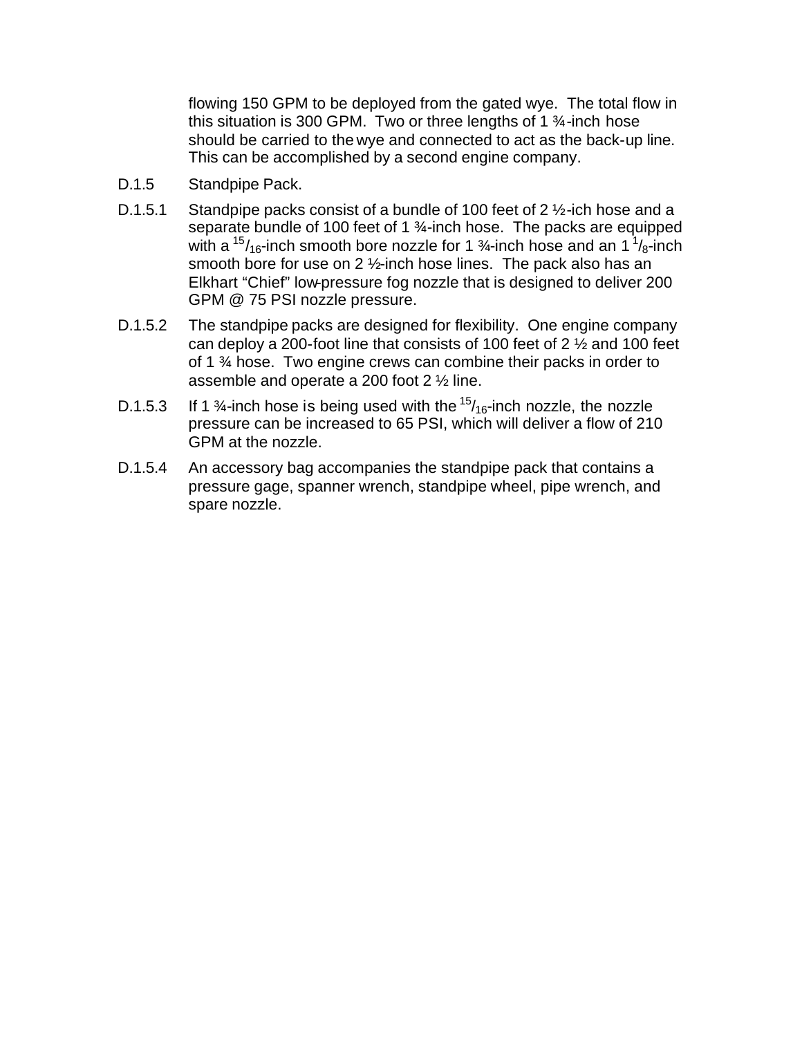flowing 150 GPM to be deployed from the gated wye. The total flow in this situation is 300 GPM. Two or three lengths of 1 ¾-inch hose should be carried to the wye and connected to act as the back-up line. This can be accomplished by a second engine company.

D.1.5 Standpipe Pack.

D.1.5.1 Standpipe packs consist of a bundle of 100 feet of 2 ½-ich hose and a separate bundle of 100 feet of 1 ¾-inch hose. The packs are equipped with a $^{15}/_{16}$-inch smooth bore nozzle for 1 ¾-inch hose and an 1 $^{1}/_{8}$-inch smooth bore for use on 2 ½-inch hose lines. The pack also has an Elkhart "Chief" low-pressure fog nozzle that is designed to deliver 200 GPM @ 75 PSI nozzle pressure.

D.1.5.2 The standpipe packs are designed for flexibility. One engine company can deploy a 200-foot line that consists of 100 feet of 2 ½ and 100 feet of 1 ¾ hose. Two engine crews can combine their packs in order to assemble and operate a 200 foot 2 ½ line.

D.1.5.3 If 1 ¾-inch hose is being used with the $^{15}/_{16}$-inch nozzle, the nozzle pressure can be increased to 65 PSI, which will deliver a flow of 210 GPM at the nozzle.

D.1.5.4 An accessory bag accompanies the standpipe pack that contains a pressure gage, spanner wrench, standpipe wheel, pipe wrench, and spare nozzle.